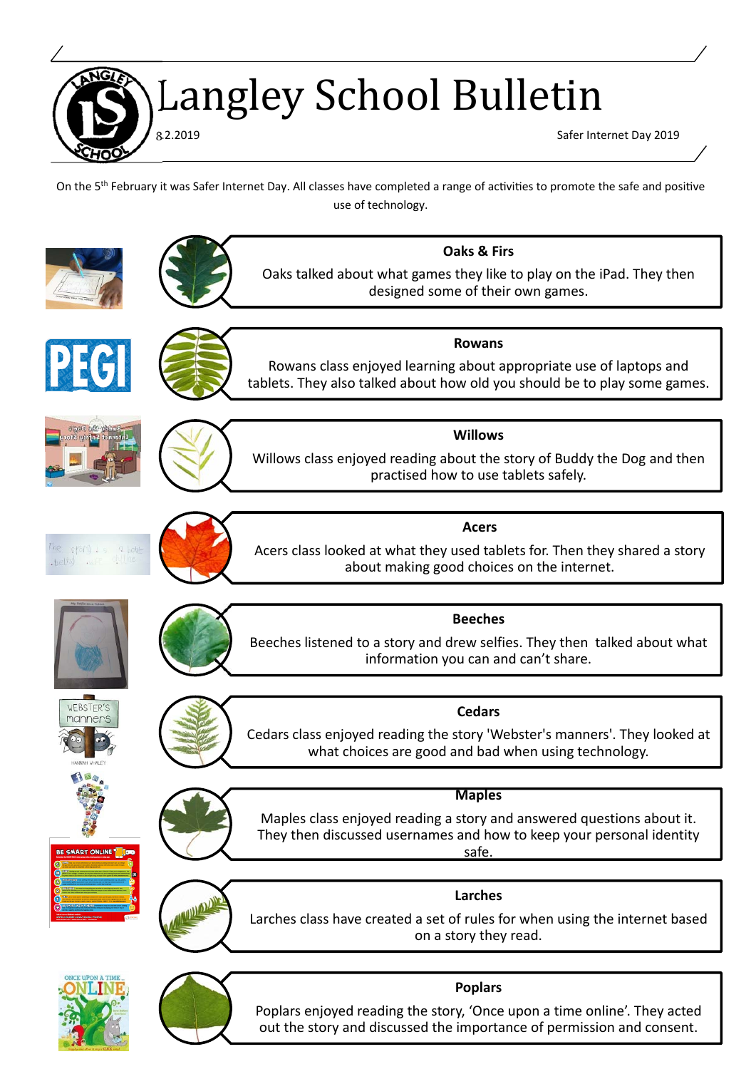# Langley School Bulletin

8.2.2019

Safer Internet Day 2019

On the 5th February it was Safer Internet Day. All classes have completed a range of activities to promote the safe and positive use of technology.

### Oaks & Firs

Oaks talked about what games they like to play on the iPad. They then designed some of their own games.

### Rowans

Rowans class enjoyed learning about appropriate use of laptops and tablets. They also talked about how old you should be to play some games.

### Willows

Willows class enjoyed reading about the story of Buddy the Dog and then practised how to use tablets safely.

### Acers

Acers class looked at what they used tablets for. Then they shared a story about making good choices on the internet.

### Beeches

Beeches listened to a story and drew selfies. They then talked about what information you can and can't share.

### Cedars

Cedars class enjoyed reading the story 'Webster's manners'. They looked at what choices are good and bad when using technology.

### Maples

Maples class enjoyed reading a story and answered questions about it. They then discussed usernames and how to keep your personal identity safe.

### Larches

Larches class have created a set of rules for when using the internet based on a story they read.

### Poplars

Poplars enjoyed reading the story, 'Once upon a time online'. They acted out the story and discussed the importance of permission and consent.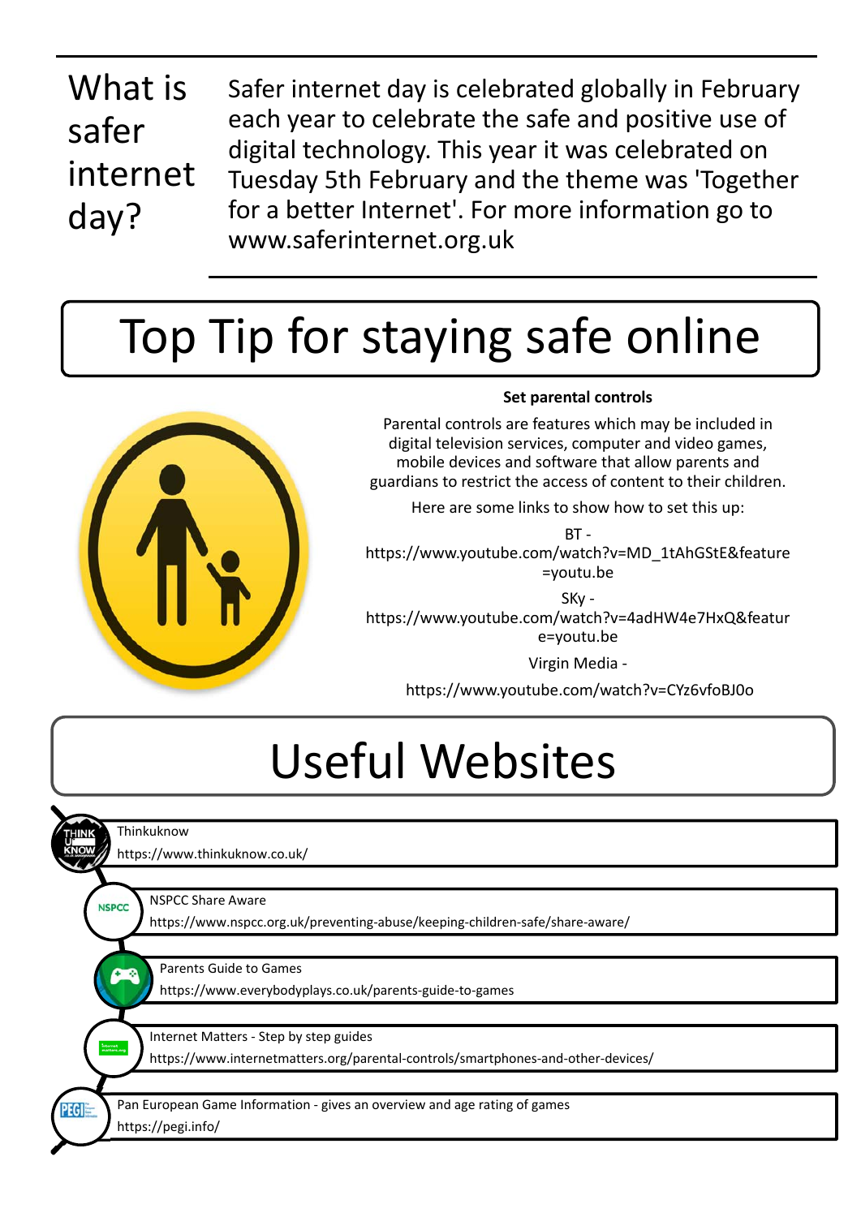## What is safer internet day?

Safer internet day is celebrated globally in February each year to celebrate the safe and positive use of digital technology. This year it was celebrated on Tuesday 5th February and the theme was 'Together for a better Internet'. For more information go to www.saferinternet.org.uk

# Top Tip for staying safe online

**Set parental controls**

Parental controls are features which may be included in digital television services, computer and video games, mobile devices and software that allow parents and guardians to restrict the access of content to their children.

Here are some links to show how to set this up:

BT - https://www.youtube.com/watch?v=MD_1tAhGStE&feature=youtu.be

SKy - https://www.youtube.com/watch?v=4adHW4e7HxQ&feature=youtu.be

Virgin Media - https://www.youtube.com/watch?v=CYz6vfoBJ0o

# Useful Websites

Thinkuknow
https://www.thinkuknow.co.uk/

NSPCC Share Aware
https://www.nspcc.org.uk/preventing-abuse/keeping-children-safe/share-aware/

Parents Guide to Games
https://www.everybodyplays.co.uk/parents-guide-to-games

Internet Matters - Step by step guides
https://www.internetmatters.org/parental-controls/smartphones-and-other-devices/

Pan European Game Information - gives an overview and age rating of games
https://pegi.info/